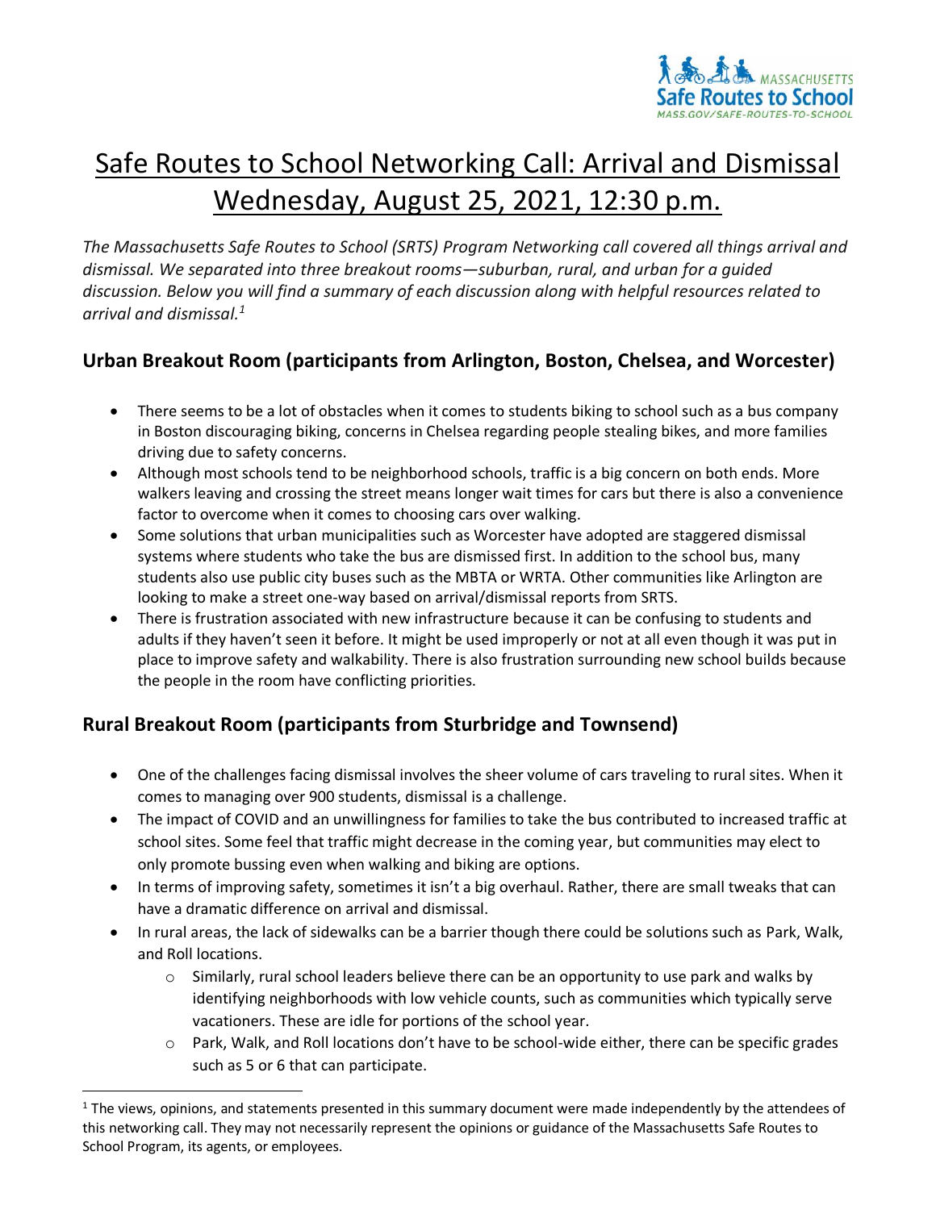# Safe Routes to School Networking Call: Arrival and Dismissal Wednesday, August 25, 2021, 12:30 p.m.

*The Massachusetts Safe Routes to School (SRTS) Program Networking call covered all things arrival and dismissal. We separated into three breakout rooms—suburban, rural, and urban for a guided discussion. Below you will find a summary of each discussion along with helpful resources related to arrival and dismissal.*[1]

## Urban Breakout Room (participants from Arlington, Boston, Chelsea, and Worcester)

- There seems to be a lot of obstacles when it comes to students biking to school such as a bus company in Boston discouraging biking, concerns in Chelsea regarding people stealing bikes, and more families driving due to safety concerns.
- Although most schools tend to be neighborhood schools, traffic is a big concern on both ends. More walkers leaving and crossing the street means longer wait times for cars but there is also a convenience factor to overcome when it comes to choosing cars over walking.
- Some solutions that urban municipalities such as Worcester have adopted are staggered dismissal systems where students who take the bus are dismissed first. In addition to the school bus, many students also use public city buses such as the MBTA or WRTA. Other communities like Arlington are looking to make a street one-way based on arrival/dismissal reports from SRTS.
- There is frustration associated with new infrastructure because it can be confusing to students and adults if they haven't seen it before. It might be used improperly or not at all even though it was put in place to improve safety and walkability. There is also frustration surrounding new school builds because the people in the room have conflicting priorities.

## Rural Breakout Room (participants from Sturbridge and Townsend)

- One of the challenges facing dismissal involves the sheer volume of cars traveling to rural sites. When it comes to managing over 900 students, dismissal is a challenge.
- The impact of COVID and an unwillingness for families to take the bus contributed to increased traffic at school sites. Some feel that traffic might decrease in the coming year, but communities may elect to only promote bussing even when walking and biking are options.
- In terms of improving safety, sometimes it isn't a big overhaul. Rather, there are small tweaks that can have a dramatic difference on arrival and dismissal.
- In rural areas, the lack of sidewalks can be a barrier though there could be solutions such as Park, Walk, and Roll locations.
    - Similarly, rural school leaders believe there can be an opportunity to use park and walks by identifying neighborhoods with low vehicle counts, such as communities which typically serve vacationers. These are idle for portions of the school year.
    - Park, Walk, and Roll locations don't have to be school-wide either, there can be specific grades such as 5 or 6 that can participate.

[1] The views, opinions, and statements presented in this summary document were made independently by the attendees of this networking call. They may not necessarily represent the opinions or guidance of the Massachusetts Safe Routes to School Program, its agents, or employees.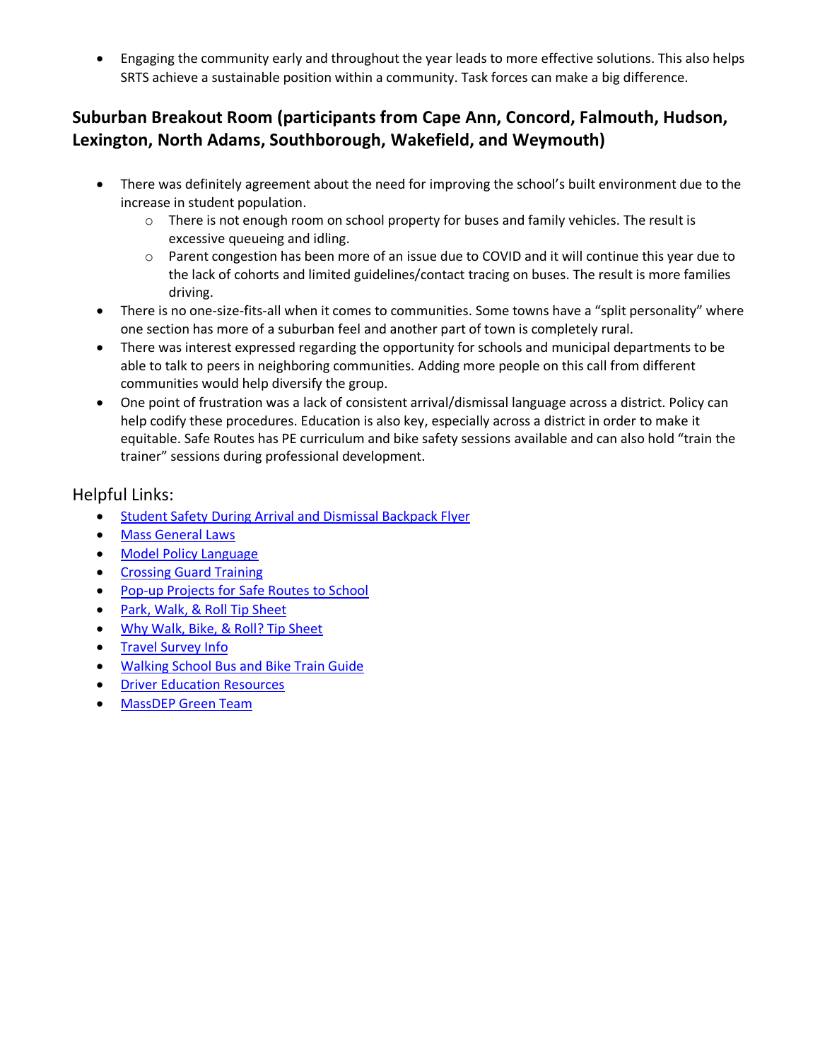- Engaging the community early and throughout the year leads to more effective solutions. This also helps SRTS achieve a sustainable position within a community. Task forces can make a big difference.

## Suburban Breakout Room (participants from Cape Ann, Concord, Falmouth, Hudson, Lexington, North Adams, Southborough, Wakefield, and Weymouth)

- There was definitely agreement about the need for improving the school's built environment due to the increase in student population.
  - There is not enough room on school property for buses and family vehicles. The result is excessive queueing and idling.
  - Parent congestion has been more of an issue due to COVID and it will continue this year due to the lack of cohorts and limited guidelines/contact tracing on buses. The result is more families driving.
- There is no one-size-fits-all when it comes to communities. Some towns have a "split personality" where one section has more of a suburban feel and another part of town is completely rural.
- There was interest expressed regarding the opportunity for schools and municipal departments to be able to talk to peers in neighboring communities. Adding more people on this call from different communities would help diversify the group.
- One point of frustration was a lack of consistent arrival/dismissal language across a district. Policy can help codify these procedures. Education is also key, especially across a district in order to make it equitable. Safe Routes has PE curriculum and bike safety sessions available and can also hold "train the trainer" sessions during professional development.

## Helpful Links:

- Student Safety During Arrival and Dismissal Backpack Flyer
- Mass General Laws
- Model Policy Language
- Crossing Guard Training
- Pop-up Projects for Safe Routes to School
- Park, Walk, & Roll Tip Sheet
- Why Walk, Bike, & Roll? Tip Sheet
- Travel Survey Info
- Walking School Bus and Bike Train Guide
- Driver Education Resources
- MassDEP Green Team